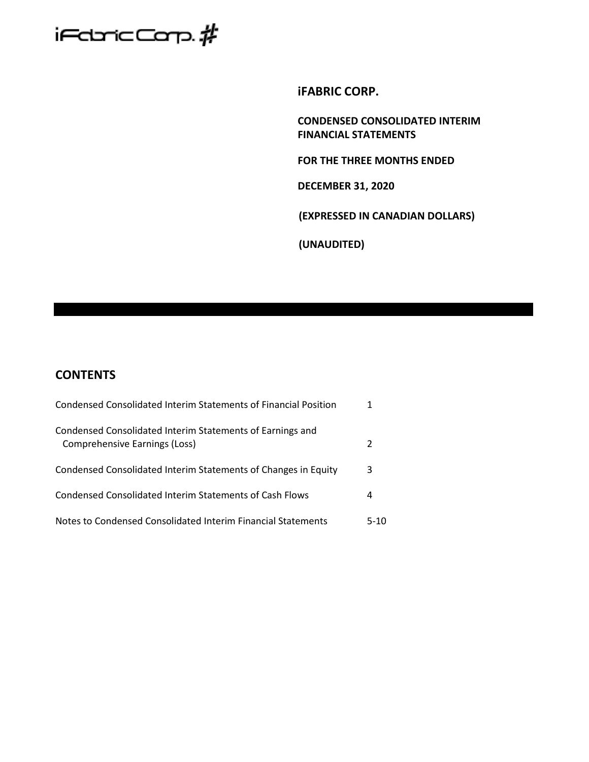iFabric Corp. #

# iFABRIC CORP.

**CONDENSED CONSOLIDATED INTERIM FINANCIAL STATEMENTS**

**FOR THE THREE MONTHS ENDED**

**DECEMBER 31, 2020**

**(EXPRESSED IN CANADIAN DOLLARS)**

**(UNAUDITED)**

## CONTENTS

| | |
|---|---|
| Condensed Consolidated Interim Statements of Financial Position | 1 |
| Condensed Consolidated Interim Statements of Earnings and Comprehensive Earnings (Loss) | 2 |
| Condensed Consolidated Interim Statements of Changes in Equity | 3 |
| Condensed Consolidated Interim Statements of Cash Flows | 4 |
| Notes to Condensed Consolidated Interim Financial Statements | 5-10 |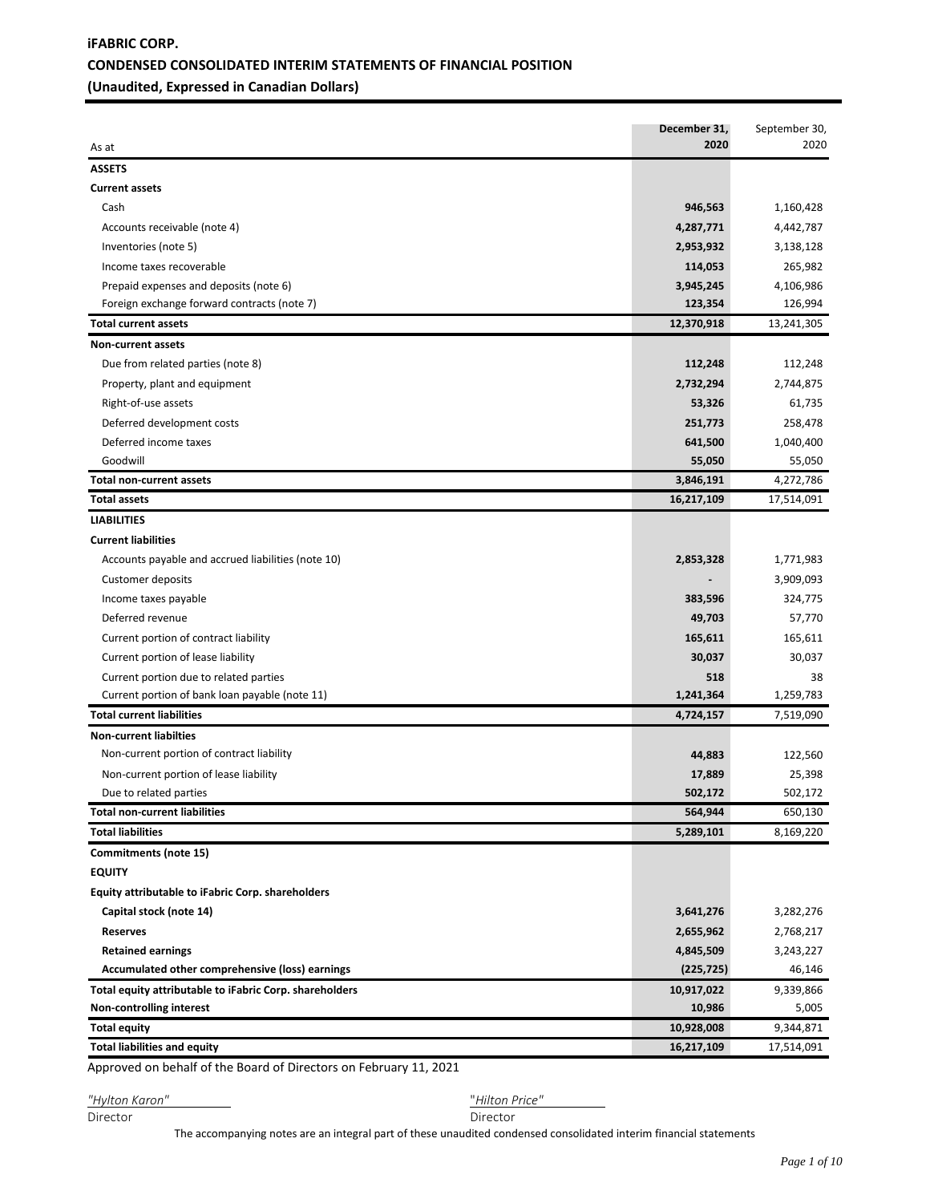# iFABRIC CORP.

## CONDENSED CONSOLIDATED INTERIM STATEMENTS OF FINANCIAL POSITION

### (Unaudited, Expressed in Canadian Dollars)

| As at | December 31, 2020 | September 30, 2020 |
|---|---|---|
| **ASSETS** | | |
| **Current assets** | | |
| Cash | **946,563** | 1,160,428 |
| Accounts receivable (note 4) | **4,287,771** | 4,442,787 |
| Inventories (note 5) | **2,953,932** | 3,138,128 |
| Income taxes recoverable | **114,053** | 265,982 |
| Prepaid expenses and deposits (note 6) | **3,945,245** | 4,106,986 |
| Foreign exchange forward contracts (note 7) | **123,354** | 126,994 |
| **Total current assets** | **12,370,918** | 13,241,305 |
| **Non-current assets** | | |
| Due from related parties (note 8) | **112,248** | 112,248 |
| Property, plant and equipment | **2,732,294** | 2,744,875 |
| Right-of-use assets | **53,326** | 61,735 |
| Deferred development costs | **251,773** | 258,478 |
| Deferred income taxes | **641,500** | 1,040,400 |
| Goodwill | **55,050** | 55,050 |
| **Total non-current assets** | **3,846,191** | 4,272,786 |
| **Total assets** | **16,217,109** | 17,514,091 |
| **LIABILITIES** | | |
| **Current liabilities** | | |
| Accounts payable and accrued liabilities (note 10) | **2,853,328** | 1,771,983 |
| Customer deposits | **-** | 3,909,093 |
| Income taxes payable | **383,596** | 324,775 |
| Deferred revenue | **49,703** | 57,770 |
| Current portion of contract liability | **165,611** | 165,611 |
| Current portion of lease liability | **30,037** | 30,037 |
| Current portion due to related parties | **518** | 38 |
| Current portion of bank loan payable (note 11) | **1,241,364** | 1,259,783 |
| **Total current liabilities** | **4,724,157** | 7,519,090 |
| **Non-current liabilties** | | |
| Non-current portion of contract liability | **44,883** | 122,560 |
| Non-current portion of lease liability | **17,889** | 25,398 |
| Due to related parties | **502,172** | 502,172 |
| **Total non-current liabilities** | **564,944** | 650,130 |
| **Total liabilities** | **5,289,101** | 8,169,220 |
| **Commitments (note 15)** | | |
| **EQUITY** | | |
| **Equity attributable to iFabric Corp. shareholders** | | |
| **Capital stock (note 14)** | **3,641,276** | 3,282,276 |
| **Reserves** | **2,655,962** | 2,768,217 |
| **Retained earnings** | **4,845,509** | 3,243,227 |
| **Accumulated other comprehensive (loss) earnings** | **(225,725)** | 46,146 |
| **Total equity attributable to iFabric Corp. shareholders** | **10,917,022** | 9,339,866 |
| **Non-controlling interest** | **10,986** | 5,005 |
| **Total equity** | **10,928,008** | 9,344,871 |
| **Total liabilities and equity** | **16,217,109** | 17,514,091 |

Approved on behalf of the Board of Directors on February 11, 2021

*"Hylton Karon"*
Director

"*Hilton Price"*
Director

The accompanying notes are an integral part of these unaudited condensed consolidated interim financial statements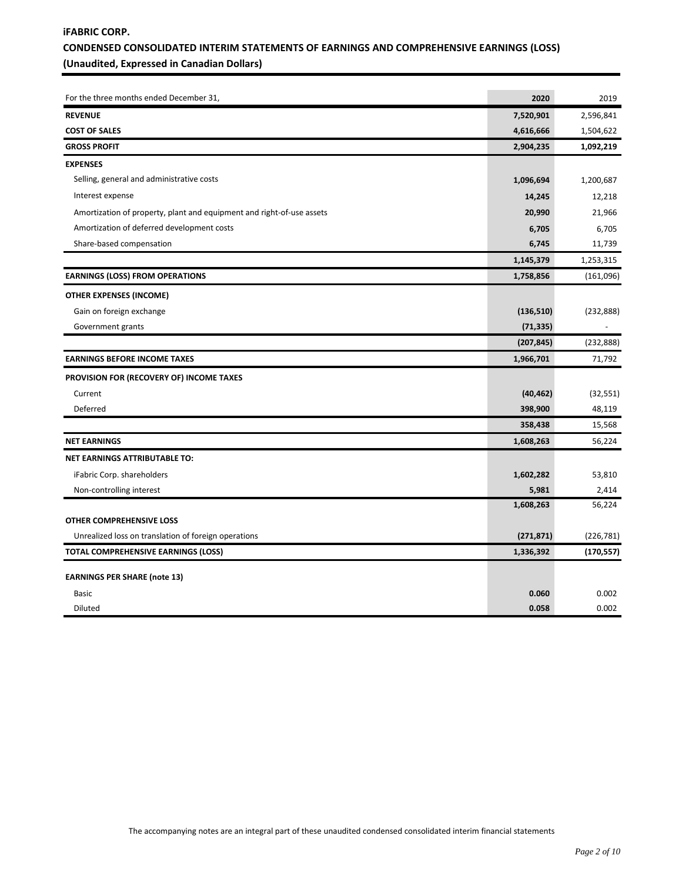**iFABRIC CORP.**

**CONDENSED CONSOLIDATED INTERIM STATEMENTS OF EARNINGS AND COMPREHENSIVE EARNINGS (LOSS)**

**(Unaudited, Expressed in Canadian Dollars)**

| For the three months ended December 31, | 2020 | 2019 |
|---|---|---|
| **REVENUE** | **7,520,901** | 2,596,841 |
| **COST OF SALES** | **4,616,666** | 1,504,622 |
| **GROSS PROFIT** | **2,904,235** | **1,092,219** |
| **EXPENSES** | | |
| Selling, general and administrative costs | **1,096,694** | 1,200,687 |
| Interest expense | **14,245** | 12,218 |
| Amortization of property, plant and equipment and right-of-use assets | **20,990** | 21,966 |
| Amortization of deferred development costs | **6,705** | 6,705 |
| Share-based compensation | **6,745** | 11,739 |
| | **1,145,379** | 1,253,315 |
| **EARNINGS (LOSS) FROM OPERATIONS** | **1,758,856** | (161,096) |
| **OTHER EXPENSES (INCOME)** | | |
| Gain on foreign exchange | **(136,510)** | (232,888) |
| Government grants | **(71,335)** | - |
| | **(207,845)** | (232,888) |
| **EARNINGS BEFORE INCOME TAXES** | **1,966,701** | 71,792 |
| **PROVISION FOR (RECOVERY OF) INCOME TAXES** | | |
| Current | **(40,462)** | (32,551) |
| Deferred | **398,900** | 48,119 |
| | **358,438** | 15,568 |
| **NET EARNINGS** | **1,608,263** | 56,224 |
| **NET EARNINGS ATTRIBUTABLE TO:** | | |
| iFabric Corp. shareholders | **1,602,282** | 53,810 |
| Non-controlling interest | **5,981** | 2,414 |
| | **1,608,263** | 56,224 |
| **OTHER COMPREHENSIVE LOSS** | | |
| Unrealized loss on translation of foreign operations | **(271,871)** | (226,781) |
| **TOTAL COMPREHENSIVE EARNINGS (LOSS)** | **1,336,392** | **(170,557)** |
| **EARNINGS PER SHARE (note 13)** | | |
| Basic | **0.060** | 0.002 |
| Diluted | **0.058** | 0.002 |

The accompanying notes are an integral part of these unaudited condensed consolidated interim financial statements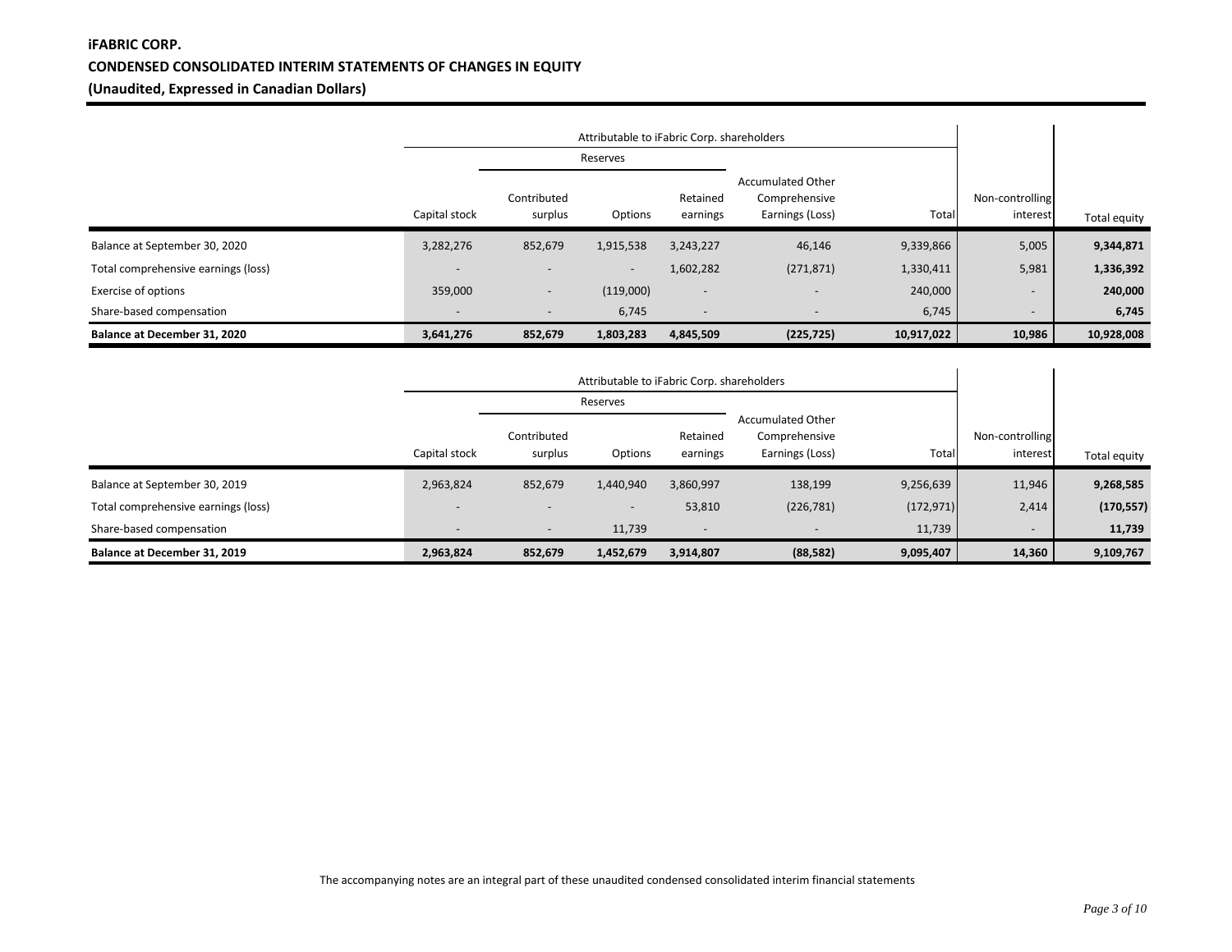**iFABRIC CORP.**

**CONDENSED CONSOLIDATED INTERIM STATEMENTS OF CHANGES IN EQUITY**

**(Unaudited, Expressed in Canadian Dollars)**

| | Attributable to iFabric Corp. shareholders | | | | | | | |
|---|---|---|---|---|---|---|---|---|
| | | Reserves | | | | | | |
| | Capital stock | Contributed surplus | Options | Retained earnings | Accumulated Other Comprehensive Earnings (Loss) | Total | Non-controlling interest | Total equity |
| Balance at September 30, 2020 | 3,282,276 | 852,679 | 1,915,538 | 3,243,227 | 46,146 | 9,339,866 | 5,005 | **9,344,871** |
| Total comprehensive earnings (loss) | - | - | - | 1,602,282 | (271,871) | 1,330,411 | 5,981 | **1,336,392** |
| Exercise of options | 359,000 | - | (119,000) | - | - | 240,000 | - | **240,000** |
| Share-based compensation | - | - | 6,745 | - | - | 6,745 | - | **6,745** |
| **Balance at December 31, 2020** | **3,641,276** | **852,679** | **1,803,283** | **4,845,509** | **(225,725)** | **10,917,022** | **10,986** | **10,928,008** |

| | Attributable to iFabric Corp. shareholders | | | | | | | |
|---|---|---|---|---|---|---|---|---|
| | | Reserves | | | | | | |
| | Capital stock | Contributed surplus | Options | Retained earnings | Accumulated Other Comprehensive Earnings (Loss) | Total | Non-controlling interest | Total equity |
| Balance at September 30, 2019 | 2,963,824 | 852,679 | 1,440,940 | 3,860,997 | 138,199 | 9,256,639 | 11,946 | **9,268,585** |
| Total comprehensive earnings (loss) | - | - | - | 53,810 | (226,781) | (172,971) | 2,414 | **(170,557)** |
| Share-based compensation | - | - | 11,739 | - | - | 11,739 | - | **11,739** |
| **Balance at December 31, 2019** | **2,963,824** | **852,679** | **1,452,679** | **3,914,807** | **(88,582)** | **9,095,407** | **14,360** | **9,109,767** |

The accompanying notes are an integral part of these unaudited condensed consolidated interim financial statements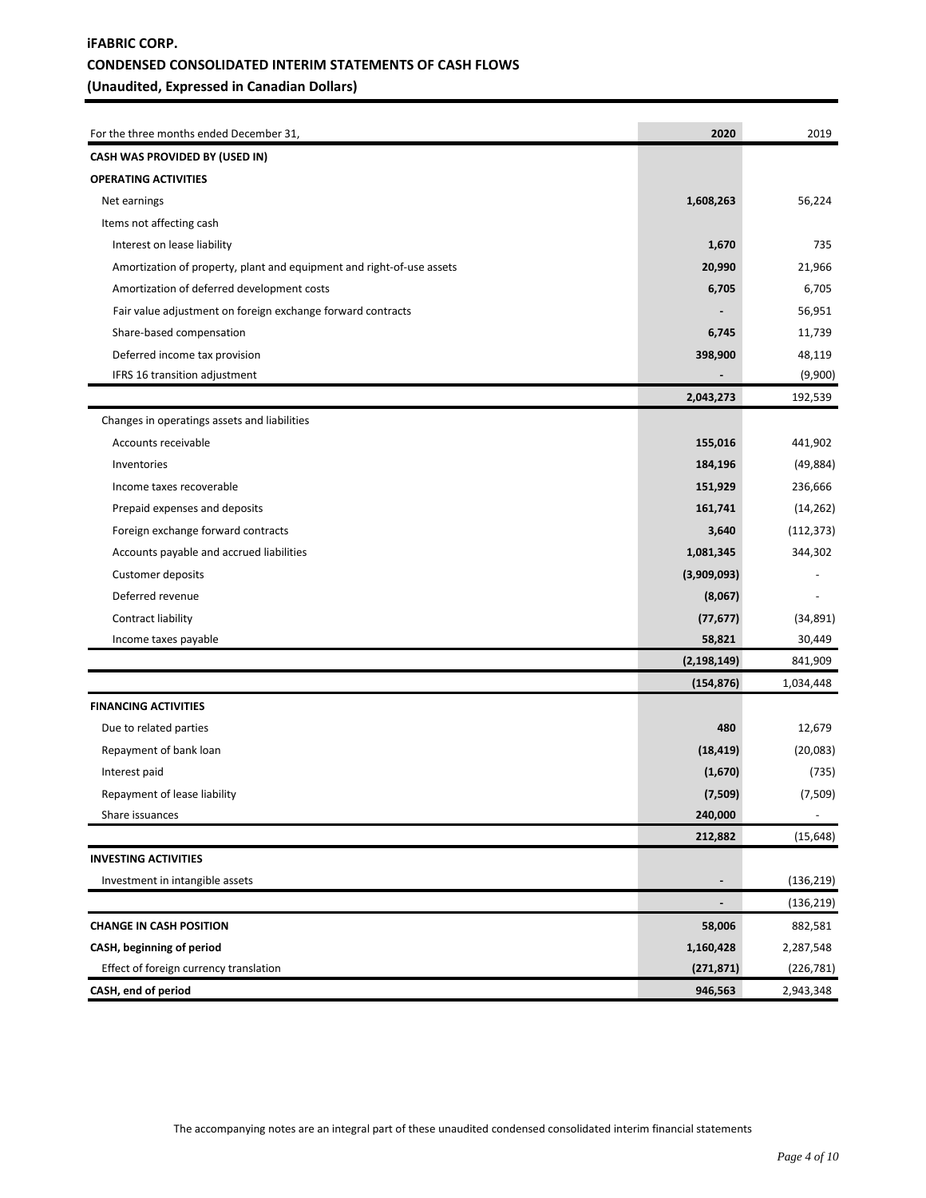**iFABRIC CORP.**
**CONDENSED CONSOLIDATED INTERIM STATEMENTS OF CASH FLOWS**
**(Unaudited, Expressed in Canadian Dollars)**

| For the three months ended December 31, | 2020 | 2019 |
|---|---|---|
| **CASH WAS PROVIDED BY (USED IN)** | | |
| **OPERATING ACTIVITIES** | | |
| Net earnings | **1,608,263** | 56,224 |
| Items not affecting cash | | |
| Interest on lease liability | **1,670** | 735 |
| Amortization of property, plant and equipment and right-of-use assets | **20,990** | 21,966 |
| Amortization of deferred development costs | **6,705** | 6,705 |
| Fair value adjustment on foreign exchange forward contracts | **-** | 56,951 |
| Share-based compensation | **6,745** | 11,739 |
| Deferred income tax provision | **398,900** | 48,119 |
| IFRS 16 transition adjustment | **-** | (9,900) |
| | **2,043,273** | 192,539 |
| Changes in operatings assets and liabilities | | |
| Accounts receivable | **155,016** | 441,902 |
| Inventories | **184,196** | (49,884) |
| Income taxes recoverable | **151,929** | 236,666 |
| Prepaid expenses and deposits | **161,741** | (14,262) |
| Foreign exchange forward contracts | **3,640** | (112,373) |
| Accounts payable and accrued liabilities | **1,081,345** | 344,302 |
| Customer deposits | **(3,909,093)** | - |
| Deferred revenue | **(8,067)** | - |
| Contract liability | **(77,677)** | (34,891) |
| Income taxes payable | **58,821** | 30,449 |
| | **(2,198,149)** | 841,909 |
| | **(154,876)** | 1,034,448 |
| **FINANCING ACTIVITIES** | | |
| Due to related parties | **480** | 12,679 |
| Repayment of bank loan | **(18,419)** | (20,083) |
| Interest paid | **(1,670)** | (735) |
| Repayment of lease liability | **(7,509)** | (7,509) |
| Share issuances | **240,000** | - |
| | **212,882** | (15,648) |
| **INVESTING ACTIVITIES** | | |
| Investment in intangible assets | **-** | (136,219) |
| | **-** | (136,219) |
| **CHANGE IN CASH POSITION** | **58,006** | 882,581 |
| **CASH, beginning of period** | **1,160,428** | 2,287,548 |
| Effect of foreign currency translation | **(271,871)** | (226,781) |
| **CASH, end of period** | **946,563** | 2,943,348 |

The accompanying notes are an integral part of these unaudited condensed consolidated interim financial statements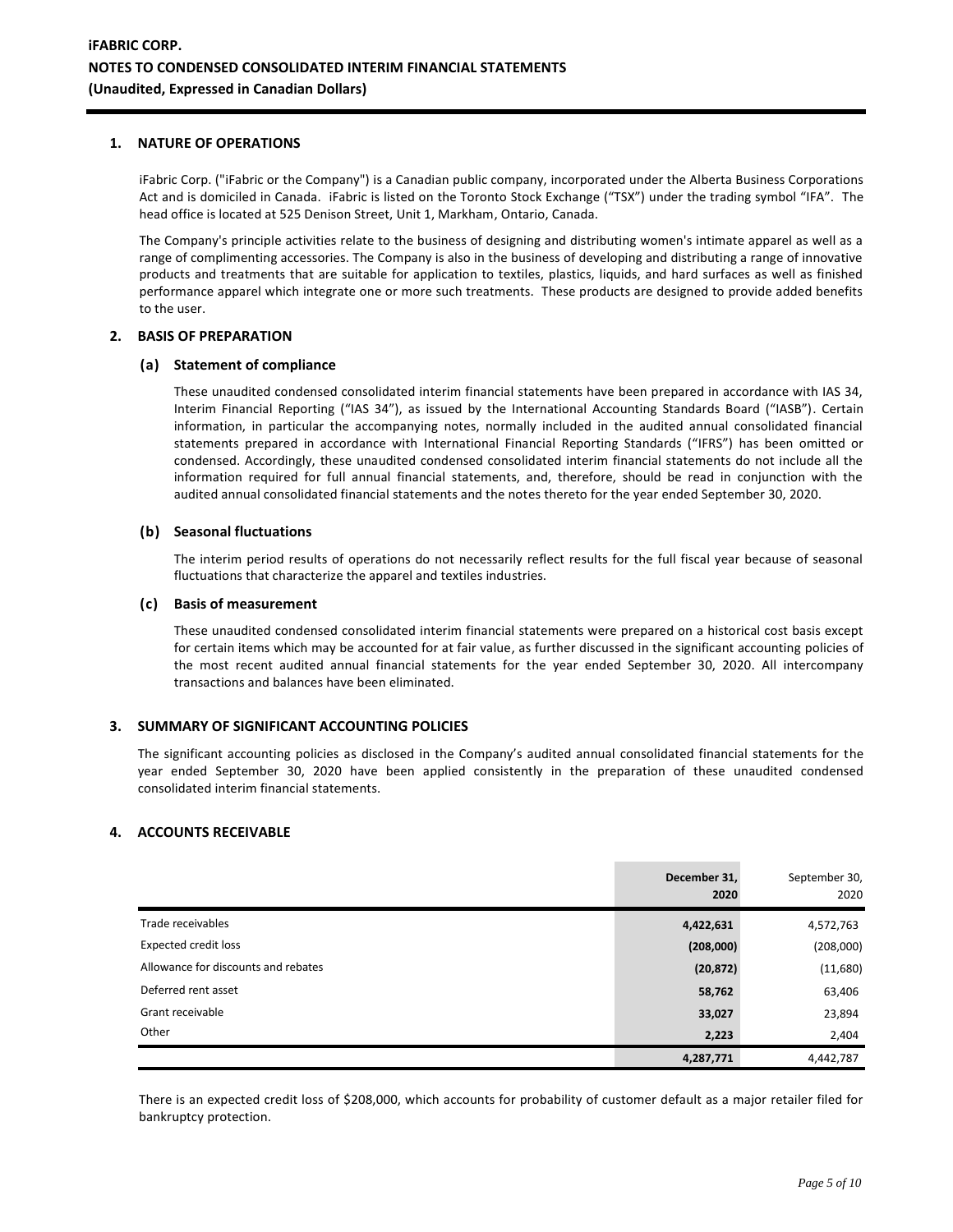## 1. NATURE OF OPERATIONS

iFabric Corp. ("iFabric or the Company") is a Canadian public company, incorporated under the Alberta Business Corporations Act and is domiciled in Canada. iFabric is listed on the Toronto Stock Exchange ("TSX") under the trading symbol "IFA". The head office is located at 525 Denison Street, Unit 1, Markham, Ontario, Canada.

The Company's principle activities relate to the business of designing and distributing women's intimate apparel as well as a range of complimenting accessories. The Company is also in the business of developing and distributing a range of innovative products and treatments that are suitable for application to textiles, plastics, liquids, and hard surfaces as well as finished performance apparel which integrate one or more such treatments. These products are designed to provide added benefits to the user.

## 2. BASIS OF PREPARATION

### (a) Statement of compliance

These unaudited condensed consolidated interim financial statements have been prepared in accordance with IAS 34, Interim Financial Reporting ("IAS 34"), as issued by the International Accounting Standards Board ("IASB"). Certain information, in particular the accompanying notes, normally included in the audited annual consolidated financial statements prepared in accordance with International Financial Reporting Standards ("IFRS") has been omitted or condensed. Accordingly, these unaudited condensed consolidated interim financial statements do not include all the information required for full annual financial statements, and, therefore, should be read in conjunction with the audited annual consolidated financial statements and the notes thereto for the year ended September 30, 2020.

### (b) Seasonal fluctuations

The interim period results of operations do not necessarily reflect results for the full fiscal year because of seasonal fluctuations that characterize the apparel and textiles industries.

### (c) Basis of measurement

These unaudited condensed consolidated interim financial statements were prepared on a historical cost basis except for certain items which may be accounted for at fair value, as further discussed in the significant accounting policies of the most recent audited annual financial statements for the year ended September 30, 2020. All intercompany transactions and balances have been eliminated.

## 3. SUMMARY OF SIGNIFICANT ACCOUNTING POLICIES

The significant accounting policies as disclosed in the Company's audited annual consolidated financial statements for the year ended September 30, 2020 have been applied consistently in the preparation of these unaudited condensed consolidated interim financial statements.

## 4. ACCOUNTS RECEIVABLE

| | **December 31, 2020** | September 30, 2020 |
|---|---|---|
| Trade receivables | **4,422,631** | 4,572,763 |
| Expected credit loss | **(208,000)** | (208,000) |
| Allowance for discounts and rebates | **(20,872)** | (11,680) |
| Deferred rent asset | **58,762** | 63,406 |
| Grant receivable | **33,027** | 23,894 |
| Other | **2,223** | 2,404 |
| | **4,287,771** | 4,442,787 |

There is an expected credit loss of $208,000, which accounts for probability of customer default as a major retailer filed for bankruptcy protection.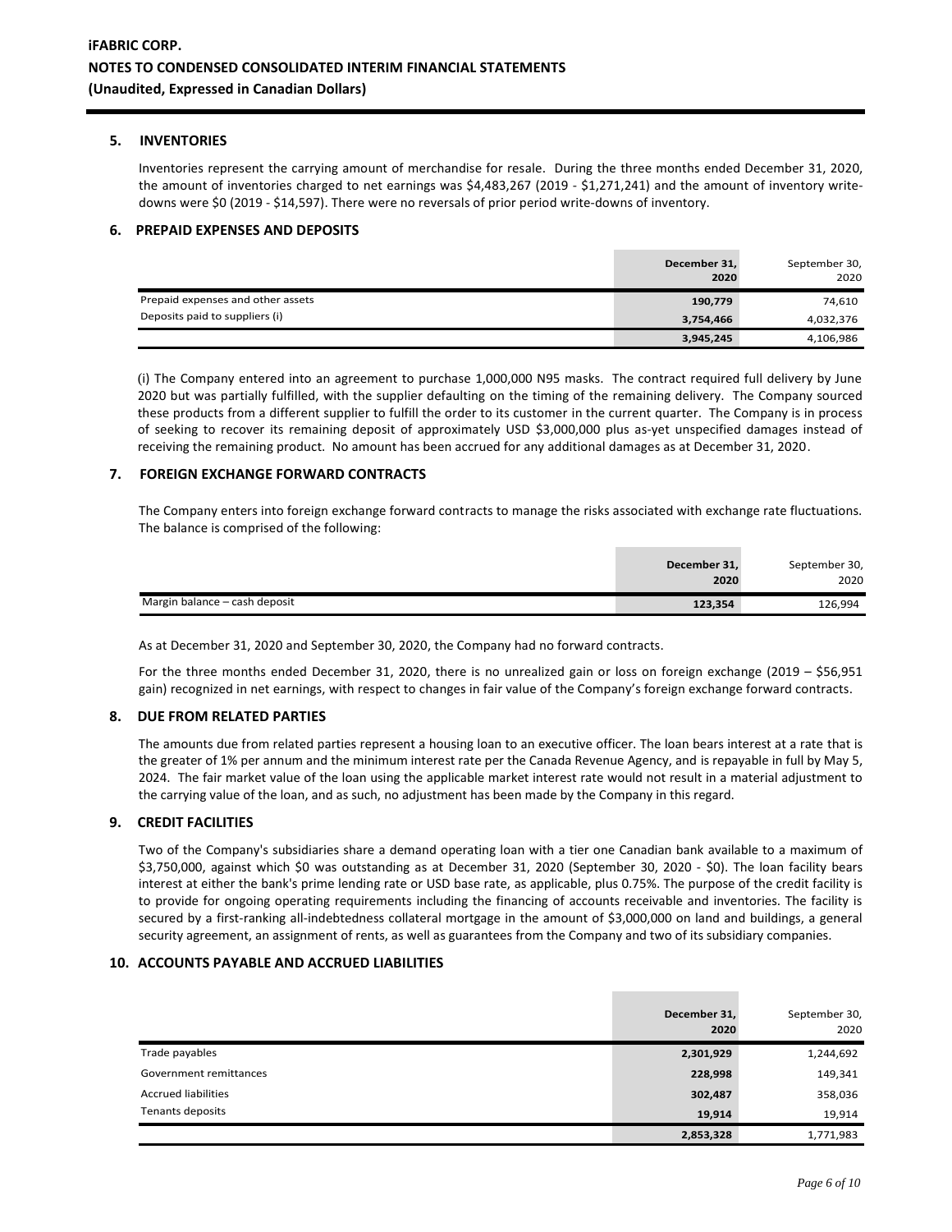## 5. INVENTORIES

Inventories represent the carrying amount of merchandise for resale. During the three months ended December 31, 2020, the amount of inventories charged to net earnings was $4,483,267 (2019 - $1,271,241) and the amount of inventory write-downs were $0 (2019 - $14,597). There were no reversals of prior period write-downs of inventory.

## 6. PREPAID EXPENSES AND DEPOSITS

| | **December 31, 2020** | September 30, 2020 |
|---|---|---|
| Prepaid expenses and other assets | **190,779** | 74,610 |
| Deposits paid to suppliers (i) | **3,754,466** | 4,032,376 |
| | **3,945,245** | 4,106,986 |

(i) The Company entered into an agreement to purchase 1,000,000 N95 masks. The contract required full delivery by June 2020 but was partially fulfilled, with the supplier defaulting on the timing of the remaining delivery. The Company sourced these products from a different supplier to fulfill the order to its customer in the current quarter. The Company is in process of seeking to recover its remaining deposit of approximately USD $3,000,000 plus as-yet unspecified damages instead of receiving the remaining product. No amount has been accrued for any additional damages as at December 31, 2020.

## 7. FOREIGN EXCHANGE FORWARD CONTRACTS

The Company enters into foreign exchange forward contracts to manage the risks associated with exchange rate fluctuations. The balance is comprised of the following:

| | **December 31, 2020** | September 30, 2020 |
|---|---|---|
| Margin balance – cash deposit | **123,354** | 126,994 |

As at December 31, 2020 and September 30, 2020, the Company had no forward contracts.

For the three months ended December 31, 2020, there is no unrealized gain or loss on foreign exchange (2019 – $56,951 gain) recognized in net earnings, with respect to changes in fair value of the Company's foreign exchange forward contracts.

## 8. DUE FROM RELATED PARTIES

The amounts due from related parties represent a housing loan to an executive officer. The loan bears interest at a rate that is the greater of 1% per annum and the minimum interest rate per the Canada Revenue Agency, and is repayable in full by May 5, 2024. The fair market value of the loan using the applicable market interest rate would not result in a material adjustment to the carrying value of the loan, and as such, no adjustment has been made by the Company in this regard.

## 9. CREDIT FACILITIES

Two of the Company's subsidiaries share a demand operating loan with a tier one Canadian bank available to a maximum of $3,750,000, against which $0 was outstanding as at December 31, 2020 (September 30, 2020 - $0). The loan facility bears interest at either the bank's prime lending rate or USD base rate, as applicable, plus 0.75%. The purpose of the credit facility is to provide for ongoing operating requirements including the financing of accounts receivable and inventories. The facility is secured by a first-ranking all-indebtedness collateral mortgage in the amount of $3,000,000 on land and buildings, a general security agreement, an assignment of rents, as well as guarantees from the Company and two of its subsidiary companies.

## 10. ACCOUNTS PAYABLE AND ACCRUED LIABILITIES

| | **December 31, 2020** | September 30, 2020 |
|---|---|---|
| Trade payables | **2,301,929** | 1,244,692 |
| Government remittances | **228,998** | 149,341 |
| Accrued liabilities | **302,487** | 358,036 |
| Tenants deposits | **19,914** | 19,914 |
| | **2,853,328** | 1,771,983 |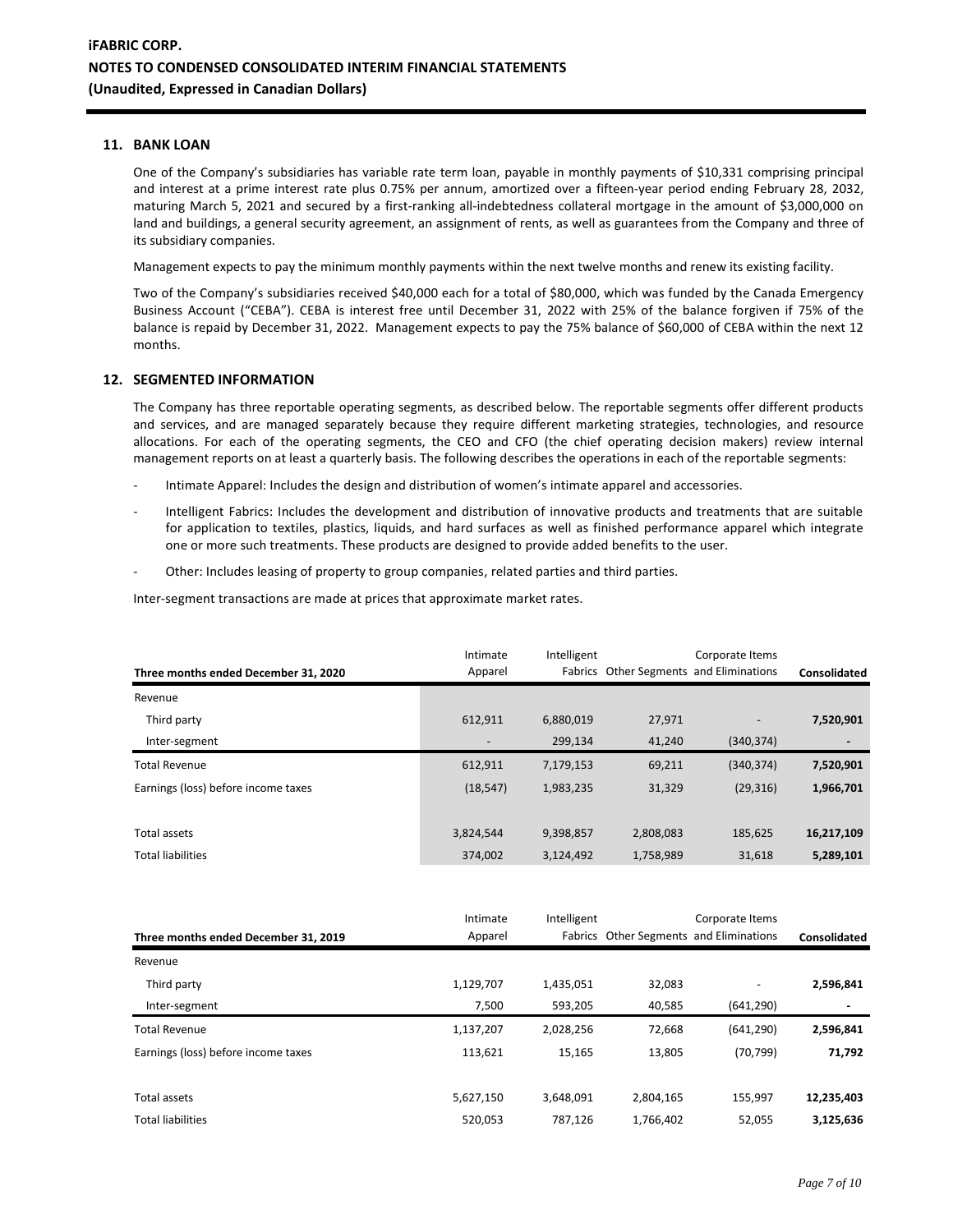## 11. BANK LOAN

One of the Company's subsidiaries has variable rate term loan, payable in monthly payments of $10,331 comprising principal and interest at a prime interest rate plus 0.75% per annum, amortized over a fifteen-year period ending February 28, 2032, maturing March 5, 2021 and secured by a first-ranking all-indebtedness collateral mortgage in the amount of $3,000,000 on land and buildings, a general security agreement, an assignment of rents, as well as guarantees from the Company and three of its subsidiary companies.

Management expects to pay the minimum monthly payments within the next twelve months and renew its existing facility.

Two of the Company's subsidiaries received $40,000 each for a total of $80,000, which was funded by the Canada Emergency Business Account ("CEBA"). CEBA is interest free until December 31, 2022 with 25% of the balance forgiven if 75% of the balance is repaid by December 31, 2022. Management expects to pay the 75% balance of $60,000 of CEBA within the next 12 months.

## 12. SEGMENTED INFORMATION

The Company has three reportable operating segments, as described below. The reportable segments offer different products and services, and are managed separately because they require different marketing strategies, technologies, and resource allocations. For each of the operating segments, the CEO and CFO (the chief operating decision makers) review internal management reports on at least a quarterly basis. The following describes the operations in each of the reportable segments:

- Intimate Apparel: Includes the design and distribution of women's intimate apparel and accessories.
- Intelligent Fabrics: Includes the development and distribution of innovative products and treatments that are suitable for application to textiles, plastics, liquids, and hard surfaces as well as finished performance apparel which integrate one or more such treatments. These products are designed to provide added benefits to the user.
- Other: Includes leasing of property to group companies, related parties and third parties.

Inter-segment transactions are made at prices that approximate market rates.

| Three months ended December 31, 2020 | Intimate Apparel | Intelligent Fabrics | Other Segments | Corporate Items and Eliminations | **Consolidated** |
|---|---|---|---|---|---|
| Revenue | | | | | |
| Third party | 612,911 | 6,880,019 | 27,971 | - | **7,520,901** |
| Inter-segment | - | 299,134 | 41,240 | (340,374) | **-** |
| Total Revenue | 612,911 | 7,179,153 | 69,211 | (340,374) | **7,520,901** |
| Earnings (loss) before income taxes | (18,547) | 1,983,235 | 31,329 | (29,316) | **1,966,701** |
| Total assets | 3,824,544 | 9,398,857 | 2,808,083 | 185,625 | **16,217,109** |
| Total liabilities | 374,002 | 3,124,492 | 1,758,989 | 31,618 | **5,289,101** |

| Three months ended December 31, 2019 | Intimate Apparel | Intelligent Fabrics | Other Segments | Corporate Items and Eliminations | **Consolidated** |
|---|---|---|---|---|---|
| Revenue | | | | | |
| Third party | 1,129,707 | 1,435,051 | 32,083 | - | **2,596,841** |
| Inter-segment | 7,500 | 593,205 | 40,585 | (641,290) | **-** |
| Total Revenue | 1,137,207 | 2,028,256 | 72,668 | (641,290) | **2,596,841** |
| Earnings (loss) before income taxes | 113,621 | 15,165 | 13,805 | (70,799) | **71,792** |
| Total assets | 5,627,150 | 3,648,091 | 2,804,165 | 155,997 | **12,235,403** |
| Total liabilities | 520,053 | 787,126 | 1,766,402 | 52,055 | **3,125,636** |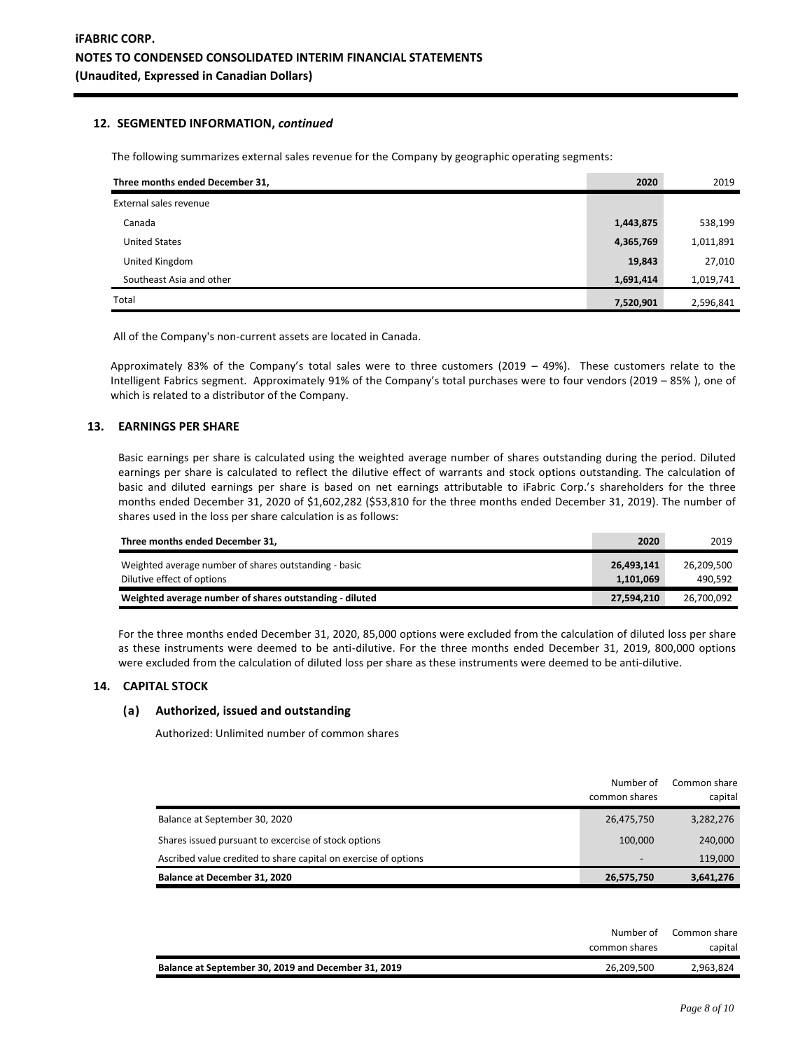### 12. SEGMENTED INFORMATION, *continued*

The following summarizes external sales revenue for the Company by geographic operating segments:

| Three months ended December 31, | 2020 | 2019 |
|---|---|---|
| External sales revenue | | |
| Canada | **1,443,875** | 538,199 |
| United States | **4,365,769** | 1,011,891 |
| United Kingdom | **19,843** | 27,010 |
| Southeast Asia and other | **1,691,414** | 1,019,741 |
| Total | **7,520,901** | 2,596,841 |

All of the Company's non-current assets are located in Canada.

Approximately 83% of the Company's total sales were to three customers (2019 – 49%). These customers relate to the Intelligent Fabrics segment. Approximately 91% of the Company's total purchases were to four vendors (2019 – 85% ), one of which is related to a distributor of the Company.

### 13. EARNINGS PER SHARE

Basic earnings per share is calculated using the weighted average number of shares outstanding during the period. Diluted earnings per share is calculated to reflect the dilutive effect of warrants and stock options outstanding. The calculation of basic and diluted earnings per share is based on net earnings attributable to iFabric Corp.'s shareholders for the three months ended December 31, 2020 of $1,602,282 ($53,810 for the three months ended December 31, 2019). The number of shares used in the loss per share calculation is as follows:

| Three months ended December 31, | 2020 | 2019 |
|---|---|---|
| Weighted average number of shares outstanding - basic | **26,493,141** | 26,209,500 |
| Dilutive effect of options | **1,101,069** | 490,592 |
| **Weighted average number of shares outstanding - diluted** | **27,594,210** | 26,700,092 |

For the three months ended December 31, 2020, 85,000 options were excluded from the calculation of diluted loss per share as these instruments were deemed to be anti-dilutive. For the three months ended December 31, 2019, 800,000 options were excluded from the calculation of diluted loss per share as these instruments were deemed to be anti-dilutive.

### 14. CAPITAL STOCK

#### (a) Authorized, issued and outstanding

Authorized: Unlimited number of common shares

| | Number of common shares | Common share capital |
|---|---|---|
| Balance at September 30, 2020 | 26,475,750 | 3,282,276 |
| Shares issued pursuant to excercise of stock options | 100,000 | 240,000 |
| Ascribed value credited to share capital on exercise of options | - | 119,000 |
| **Balance at December 31, 2020** | **26,575,750** | **3,641,276** |

| | Number of common shares | Common share capital |
|---|---|---|
| **Balance at September 30, 2019 and December 31, 2019** | 26,209,500 | 2,963,824 |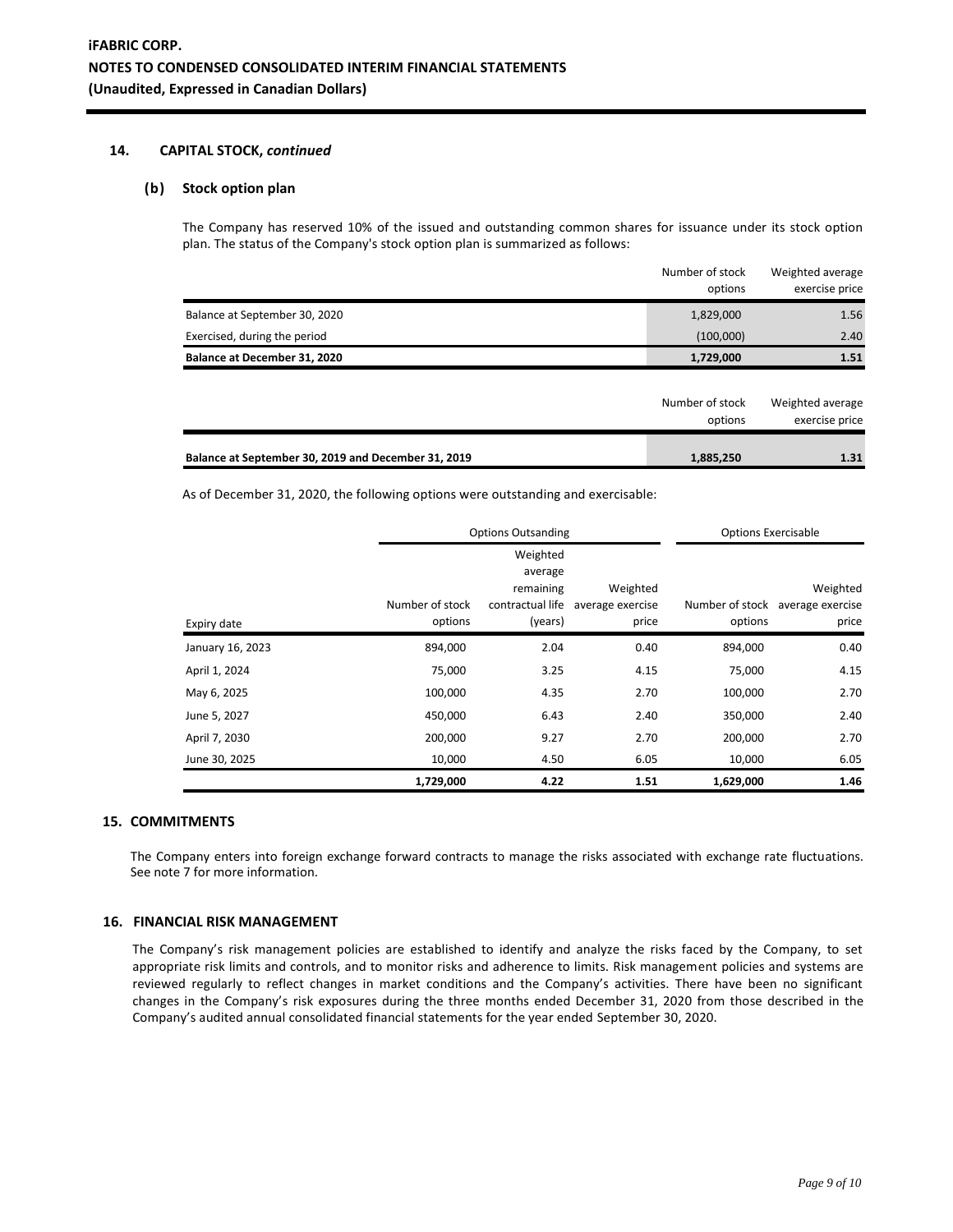## 14. CAPITAL STOCK, *continued*

### (b) Stock option plan

The Company has reserved 10% of the issued and outstanding common shares for issuance under its stock option plan. The status of the Company's stock option plan is summarized as follows:

| | Number of stock options | Weighted average exercise price |
|---|---|---|
| Balance at September 30, 2020 | 1,829,000 | 1.56 |
| Exercised, during the period | (100,000) | 2.40 |
| **Balance at December 31, 2020** | **1,729,000** | **1.51** |

| | Number of stock options | Weighted average exercise price |
|---|---|---|
| **Balance at September 30, 2019 and December 31, 2019** | **1,885,250** | **1.31** |

As of December 31, 2020, the following options were outstanding and exercisable:

| | Options Outsanding | | | Options Exercisable | |
|---|---|---|---|---|---|
| Expiry date | Number of stock options | Weighted average remaining contractual life (years) | Weighted average exercise price | Number of stock options | Weighted average exercise price |
| January 16, 2023 | 894,000 | 2.04 | 0.40 | 894,000 | 0.40 |
| April 1, 2024 | 75,000 | 3.25 | 4.15 | 75,000 | 4.15 |
| May 6, 2025 | 100,000 | 4.35 | 2.70 | 100,000 | 2.70 |
| June 5, 2027 | 450,000 | 6.43 | 2.40 | 350,000 | 2.40 |
| April 7, 2030 | 200,000 | 9.27 | 2.70 | 200,000 | 2.70 |
| June 30, 2025 | 10,000 | 4.50 | 6.05 | 10,000 | 6.05 |
| | **1,729,000** | **4.22** | **1.51** | **1,629,000** | **1.46** |

## 15. COMMITMENTS

The Company enters into foreign exchange forward contracts to manage the risks associated with exchange rate fluctuations. See note 7 for more information.

## 16. FINANCIAL RISK MANAGEMENT

The Company's risk management policies are established to identify and analyze the risks faced by the Company, to set appropriate risk limits and controls, and to monitor risks and adherence to limits. Risk management policies and systems are reviewed regularly to reflect changes in market conditions and the Company's activities. There have been no significant changes in the Company's risk exposures during the three months ended December 31, 2020 from those described in the Company's audited annual consolidated financial statements for the year ended September 30, 2020.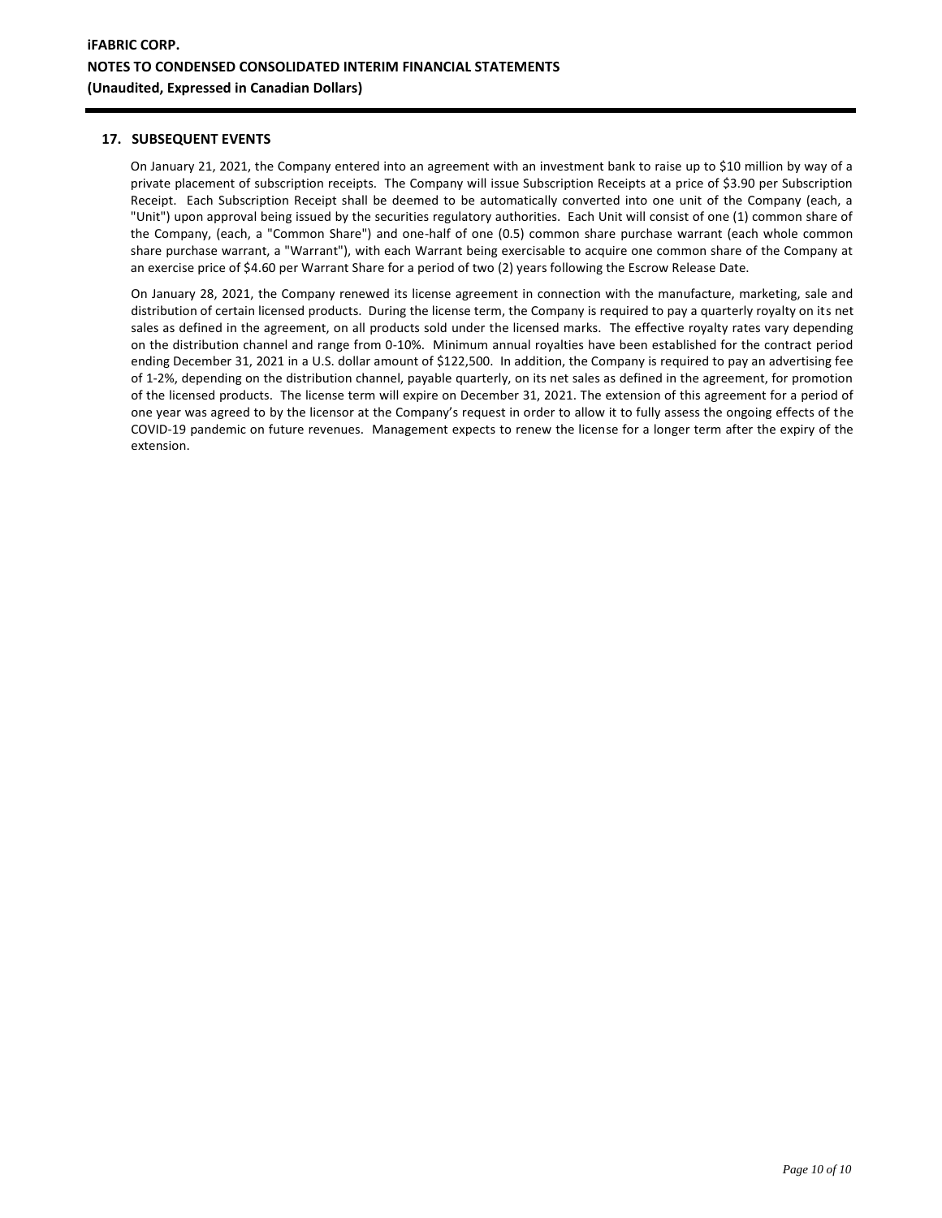## 17. SUBSEQUENT EVENTS

On January 21, 2021, the Company entered into an agreement with an investment bank to raise up to $10 million by way of a private placement of subscription receipts. The Company will issue Subscription Receipts at a price of $3.90 per Subscription Receipt. Each Subscription Receipt shall be deemed to be automatically converted into one unit of the Company (each, a "Unit") upon approval being issued by the securities regulatory authorities. Each Unit will consist of one (1) common share of the Company, (each, a "Common Share") and one-half of one (0.5) common share purchase warrant (each whole common share purchase warrant, a "Warrant"), with each Warrant being exercisable to acquire one common share of the Company at an exercise price of $4.60 per Warrant Share for a period of two (2) years following the Escrow Release Date.

On January 28, 2021, the Company renewed its license agreement in connection with the manufacture, marketing, sale and distribution of certain licensed products. During the license term, the Company is required to pay a quarterly royalty on its net sales as defined in the agreement, on all products sold under the licensed marks. The effective royalty rates vary depending on the distribution channel and range from 0-10%. Minimum annual royalties have been established for the contract period ending December 31, 2021 in a U.S. dollar amount of $122,500. In addition, the Company is required to pay an advertising fee of 1-2%, depending on the distribution channel, payable quarterly, on its net sales as defined in the agreement, for promotion of the licensed products. The license term will expire on December 31, 2021. The extension of this agreement for a period of one year was agreed to by the licensor at the Company's request in order to allow it to fully assess the ongoing effects of the COVID-19 pandemic on future revenues. Management expects to renew the license for a longer term after the expiry of the extension.